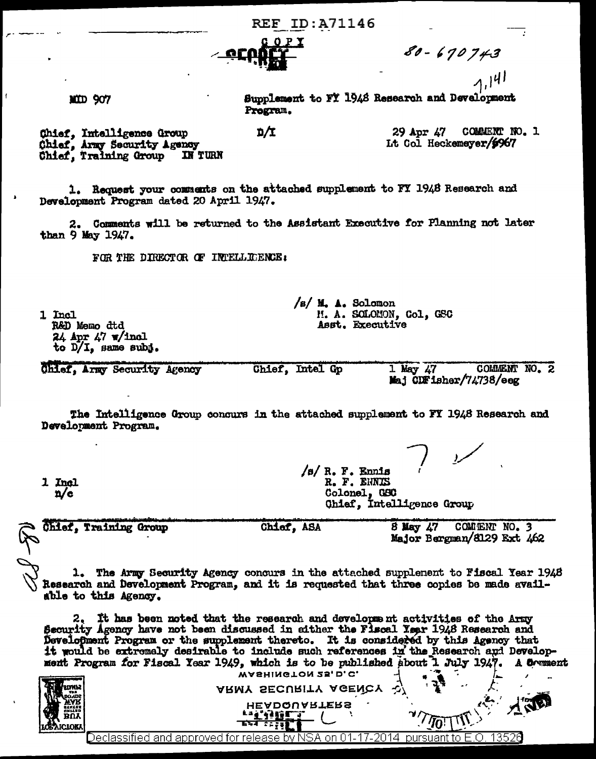REF ID:A71146

COPY

SECRET

80-670743

7,141

MID 907

Supplement to FY 1948 Research and Development Program.

Chief, Intelligence Group
Chief, Army Security Agency
Chief, Training Group IN TURN

D/I

29 Apr 47 COMMENT NO. 1
Lt Col Heckemeyer/6967

1. Request your comments on the attached supplement to FY 1948 Research and Development Program dated 20 April 1947.

2. Comments will be returned to the Assistant Executive for Planning not later than 9 May 1947.

FOR THE DIRECTOR OF INTELLIGENCE:

1 Incl
R&D Memo dtd
24 Apr 47 w/incl
to D/I, same subj.

/s/ M. A. Solomon
M. A. SOLOMON, Col, GSC
Asst. Executive

---

Chief, Army Security Agency

Chief, Intel Gp

1 May 47 COMMENT NO. 2
Maj CDFisher/74738/eeg

The Intelligence Group concurs in the attached supplement to FY 1948 Research and Development Program.

1 Incl
n/c

/s/ R. F. Ennis
R. F. ENNIS
Colonel, GSC
Chief, Intelligence Group

---

Chief, Training Group

Chief, ASA

8 May 47 COMMENT NO. 3
Major Bergman/8129 Ext 462

1. The Army Security Agency concurs in the attached supplement to Fiscal Year 1948 Research and Development Program, and it is requested that three copies be made available to this Agency.

2. It has been noted that the research and development activities of the Army Security Agency have not been discussed in either the Fiscal Year 1948 Research and Development Program or the supplement thereto. It is considered by this Agency that it would be extremely desirable to include such references in the Research and Development Program for Fiscal Year 1949, which is to be published about 1 July 1947. A comment

Declassified and approved for release by NSA on 01-17-2014 pursuant to E.O. 13526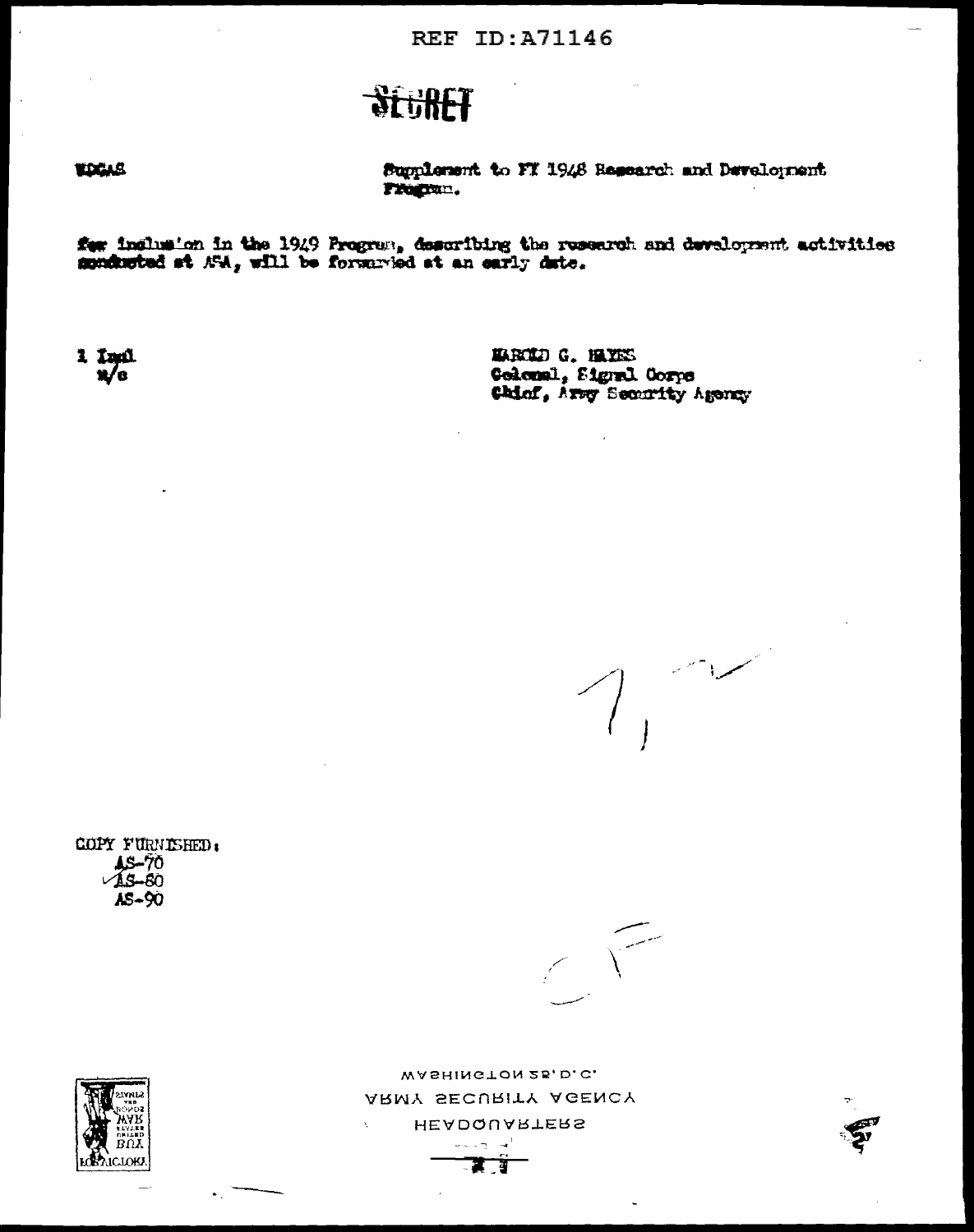REF ID:A71146

SECRET

WDGAS

Supplement to FY 1948 Research and Development Program.

for inclusion in the 1949 Program, describing the research and development activities conducted at ASA, will be forwarded at an early date.

1 Incl
n/c

HAROLD G. HAYES
Colonel, Signal Corps
Chief, Army Security Agency

COPY FURNISHED:
AS-70
AS-80
AS-90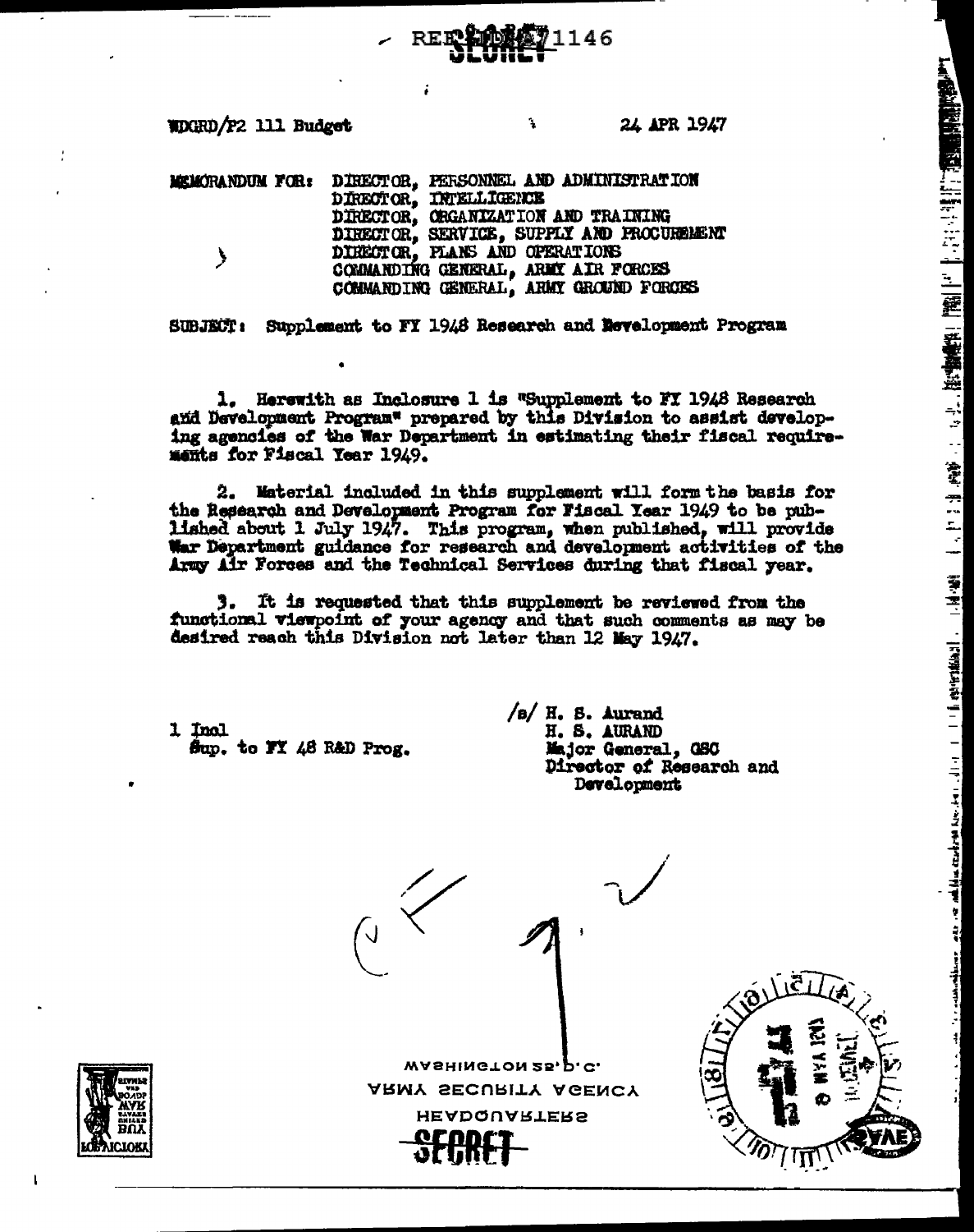REF ID:A71146

SECRET

WDGRD/P2 111 Budget

24 APR 1947

MEMORANDUM FOR: DIRECTOR, PERSONNEL AND ADMINISTRATION
DIRECTOR, INTELLIGENCE
DIRECTOR, ORGANIZATION AND TRAINING
DIRECTOR, SERVICE, SUPPLY AND PROCUREMENT
DIRECTOR, PLANS AND OPERATIONS
COMMANDING GENERAL, ARMY AIR FORCES
COMMANDING GENERAL, ARMY GROUND FORCES

SUBJECT: Supplement to FY 1948 Research and Development Program

1. Herewith as Inclosure 1 is "Supplement to FY 1948 Research and Development Program" prepared by this Division to assist developing agencies of the War Department in estimating their fiscal requirements for Fiscal Year 1949.

2. Material included in this supplement will form the basis for the Research and Development Program for Fiscal Year 1949 to be published about 1 July 1947. This program, when published, will provide War Department guidance for research and development activities of the Army Air Forces and the Technical Services during that fiscal year.

3. It is requested that this supplement be reviewed from the functional viewpoint of your agency and that such comments as may be desired reach this Division not later than 12 May 1947.

1 Incl
Sup. to FY 48 R&D Prog.

/s/ H. S. Aurand
H. S. AURAND
Major General, GSC
Director of Research and Development

HEADQUARTERS
ARMY SECURITY AGENCY
WASHINGTON 25, D.C.

SECRET